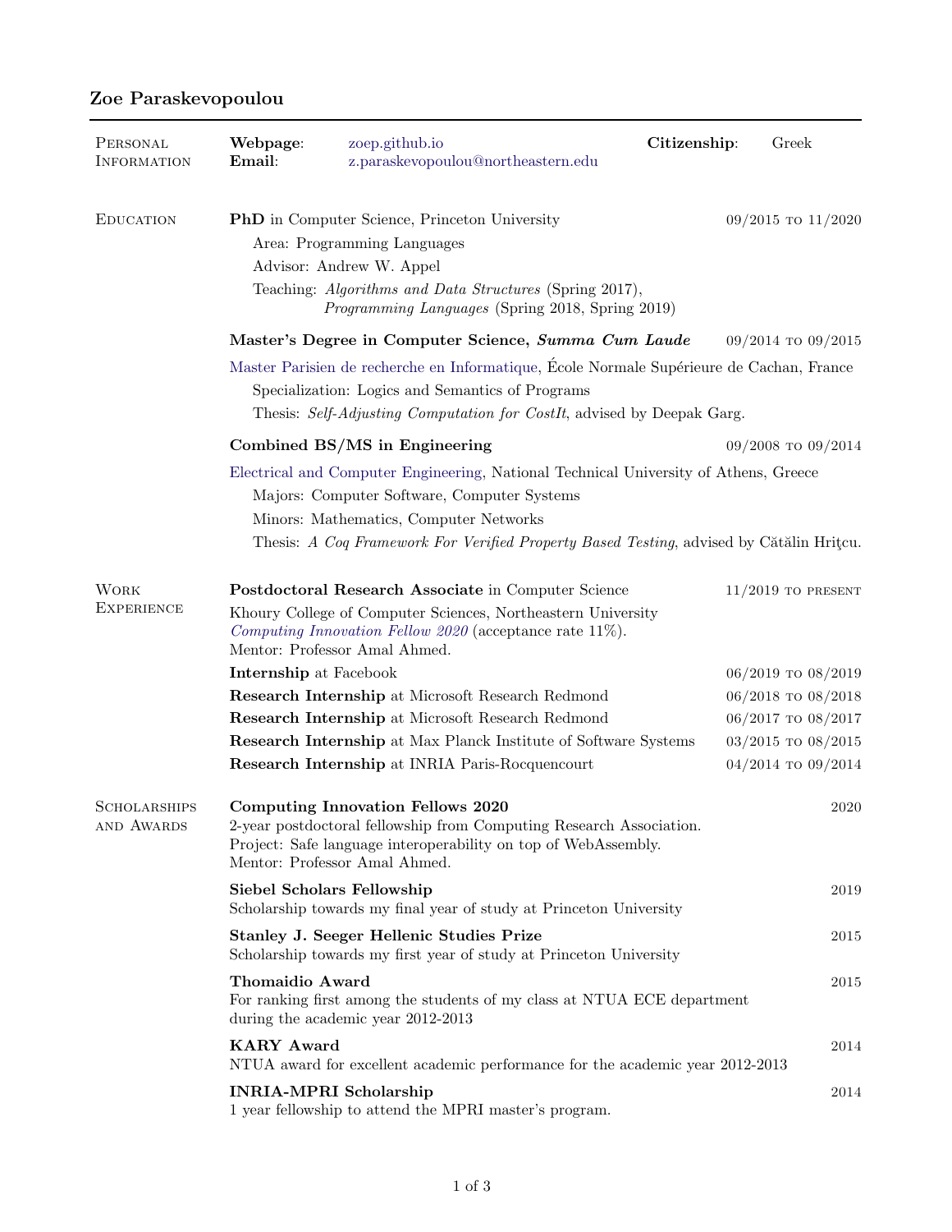# Zoe Paraskevopoulou

## Personal Information

**Webpage**: zoep.github.io
**Email**: z.paraskevopoulou@northeastern.edu
**Citizenship**: Greek

## Education

**PhD** in Computer Science, Princeton University — 09/2015 to 11/2020

- Area: Programming Languages
- Advisor: Andrew W. Appel
- Teaching: *Algorithms and Data Structures* (Spring 2017), *Programming Languages* (Spring 2018, Spring 2019)

**Master's Degree in Computer Science, *Summa Cum Laude*** — 09/2014 to 09/2015

Master Parisien de recherche en Informatique, École Normale Supérieure de Cachan, France

- Specialization: Logics and Semantics of Programs
- Thesis: *Self-Adjusting Computation for CostIt*, advised by Deepak Garg.

**Combined BS/MS in Engineering** — 09/2008 to 09/2014

Electrical and Computer Engineering, National Technical University of Athens, Greece

- Majors: Computer Software, Computer Systems
- Minors: Mathematics, Computer Networks
- Thesis: *A Coq Framework For Verified Property Based Testing*, advised by Cătălin Hriţcu.

## Work Experience

**Postdoctoral Research Associate** in Computer Science — 11/2019 to present

Khoury College of Computer Sciences, Northeastern University
*Computing Innovation Fellow 2020* (acceptance rate 11%).
Mentor: Professor Amal Ahmed.

**Internship** at Facebook — 06/2019 to 08/2019

**Research Internship** at Microsoft Research Redmond — 06/2018 to 08/2018

**Research Internship** at Microsoft Research Redmond — 06/2017 to 08/2017

**Research Internship** at Max Planck Institute of Software Systems — 03/2015 to 08/2015

**Research Internship** at INRIA Paris-Rocquencourt — 04/2014 to 09/2014

## Scholarships and Awards

**Computing Innovation Fellows 2020** — 2020
2-year postdoctoral fellowship from Computing Research Association.
Project: Safe language interoperability on top of WebAssembly.
Mentor: Professor Amal Ahmed.

**Siebel Scholars Fellowship** — 2019
Scholarship towards my final year of study at Princeton University

**Stanley J. Seeger Hellenic Studies Prize** — 2015
Scholarship towards my first year of study at Princeton University

**Thomaidio Award** — 2015
For ranking first among the students of my class at NTUA ECE department during the academic year 2012-2013

**KARY Award** — 2014
NTUA award for excellent academic performance for the academic year 2012-2013

**INRIA-MPRI Scholarship** — 2014
1 year fellowship to attend the MPRI master's program.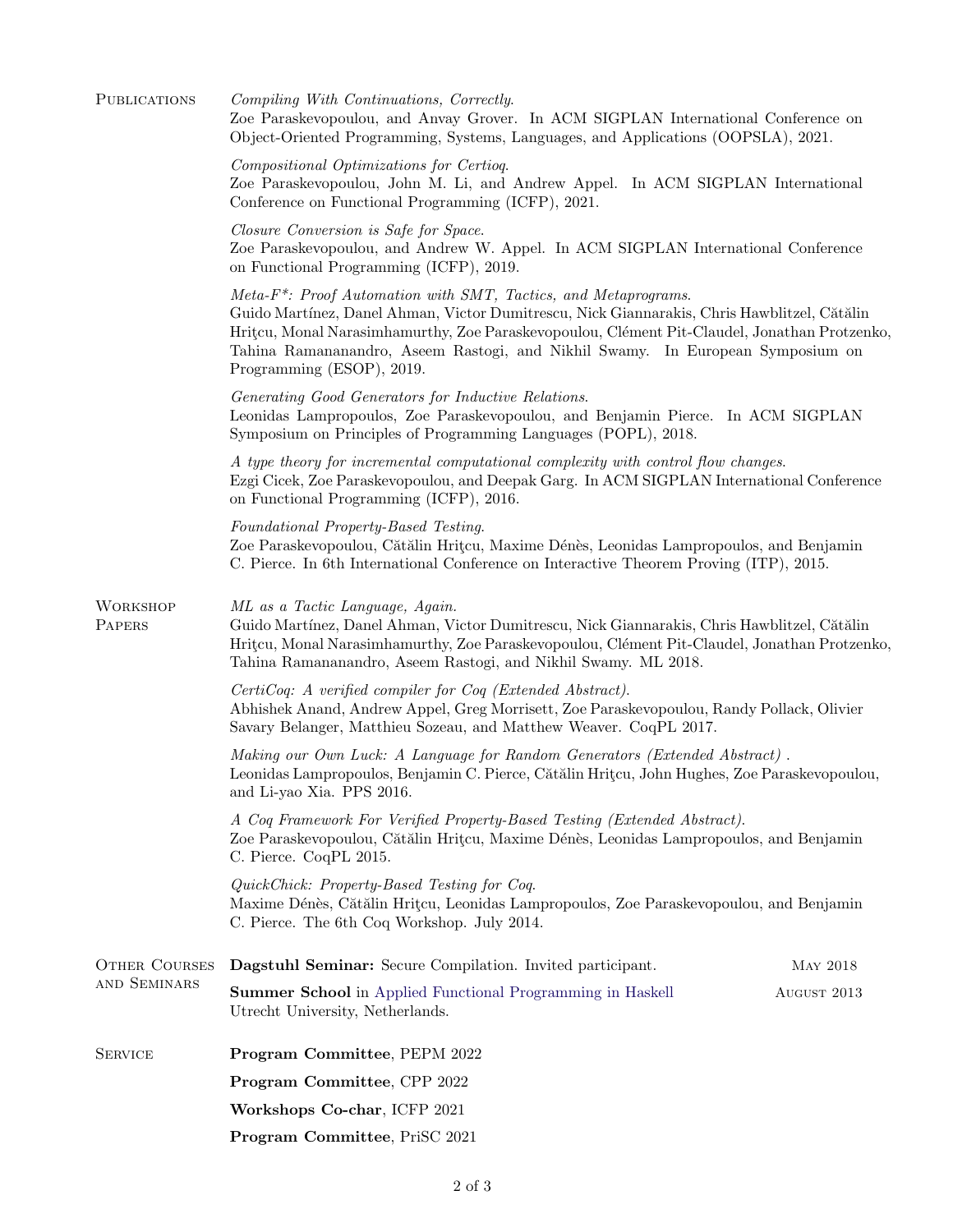## Publications

*Compiling With Continuations, Correctly.*
Zoe Paraskevopoulou, and Anvay Grover. In ACM SIGPLAN International Conference on Object-Oriented Programming, Systems, Languages, and Applications (OOPSLA), 2021.

*Compositional Optimizations for Certioq.*
Zoe Paraskevopoulou, John M. Li, and Andrew Appel. In ACM SIGPLAN International Conference on Functional Programming (ICFP), 2021.

*Closure Conversion is Safe for Space.*
Zoe Paraskevopoulou, and Andrew W. Appel. In ACM SIGPLAN International Conference on Functional Programming (ICFP), 2019.

*Meta-F\*: Proof Automation with SMT, Tactics, and Metaprograms.*
Guido Martínez, Danel Ahman, Victor Dumitrescu, Nick Giannarakis, Chris Hawblitzel, Cătălin Hriţcu, Monal Narasimhamurthy, Zoe Paraskevopoulou, Clément Pit-Claudel, Jonathan Protzenko, Tahina Ramananandro, Aseem Rastogi, and Nikhil Swamy. In European Symposium on Programming (ESOP), 2019.

*Generating Good Generators for Inductive Relations.*
Leonidas Lampropoulos, Zoe Paraskevopoulou, and Benjamin Pierce. In ACM SIGPLAN Symposium on Principles of Programming Languages (POPL), 2018.

*A type theory for incremental computational complexity with control flow changes.*
Ezgi Cicek, Zoe Paraskevopoulou, and Deepak Garg. In ACM SIGPLAN International Conference on Functional Programming (ICFP), 2016.

*Foundational Property-Based Testing.*
Zoe Paraskevopoulou, Cătălin Hriţcu, Maxime Dénès, Leonidas Lampropoulos, and Benjamin C. Pierce. In 6th International Conference on Interactive Theorem Proving (ITP), 2015.

## Workshop Papers

*ML as a Tactic Language, Again.*
Guido Martínez, Danel Ahman, Victor Dumitrescu, Nick Giannarakis, Chris Hawblitzel, Cătălin Hriţcu, Monal Narasimhamurthy, Zoe Paraskevopoulou, Clément Pit-Claudel, Jonathan Protzenko, Tahina Ramananandro, Aseem Rastogi, and Nikhil Swamy. ML 2018.

*CertiCoq: A verified compiler for Coq (Extended Abstract).*
Abhishek Anand, Andrew Appel, Greg Morrisett, Zoe Paraskevopoulou, Randy Pollack, Olivier Savary Belanger, Matthieu Sozeau, and Matthew Weaver. CoqPL 2017.

*Making our Own Luck: A Language for Random Generators (Extended Abstract) .*
Leonidas Lampropoulos, Benjamin C. Pierce, Cătălin Hriţcu, John Hughes, Zoe Paraskevopoulou, and Li-yao Xia. PPS 2016.

*A Coq Framework For Verified Property-Based Testing (Extended Abstract).*
Zoe Paraskevopoulou, Cătălin Hriţcu, Maxime Dénès, Leonidas Lampropoulos, and Benjamin C. Pierce. CoqPL 2015.

*QuickChick: Property-Based Testing for Coq.*
Maxime Dénès, Cătălin Hriţcu, Leonidas Lampropoulos, Zoe Paraskevopoulou, and Benjamin C. Pierce. The 6th Coq Workshop. July 2014.

## Other Courses and Seminars

**Dagstuhl Seminar:** Secure Compilation. Invited participant. — May 2018

**Summer School** in Applied Functional Programming in Haskell — August 2013
Utrecht University, Netherlands.

## Service

**Program Committee**, PEPM 2022

**Program Committee**, CPP 2022

**Workshops Co-char**, ICFP 2021

**Program Committee**, PriSC 2021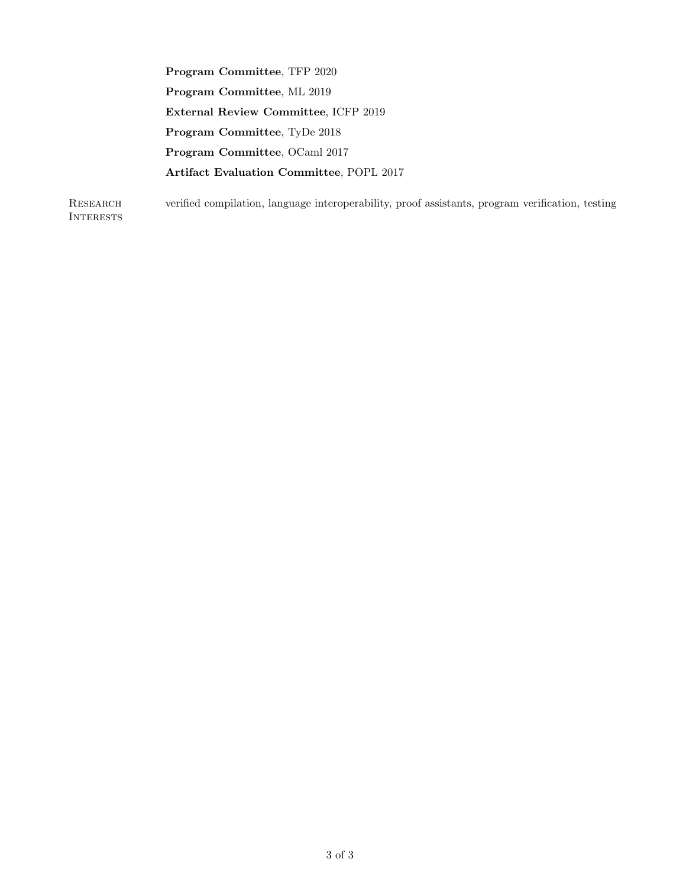**Program Committee**, TFP 2020

**Program Committee**, ML 2019

**External Review Committee**, ICFP 2019

**Program Committee**, TyDe 2018

**Program Committee**, OCaml 2017

**Artifact Evaluation Committee**, POPL 2017

## Research Interests

verified compilation, language interoperability, proof assistants, program verification, testing